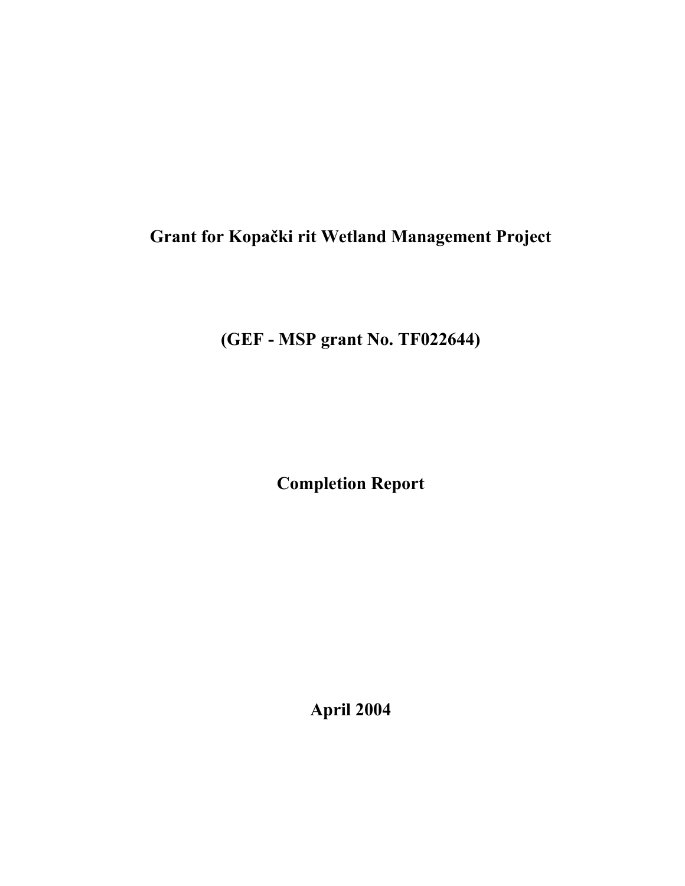# Grant for Kopački rit Wetland Management Project

## (GEF - MSP grant No. TF022644)

## Completion Report

**April 2004**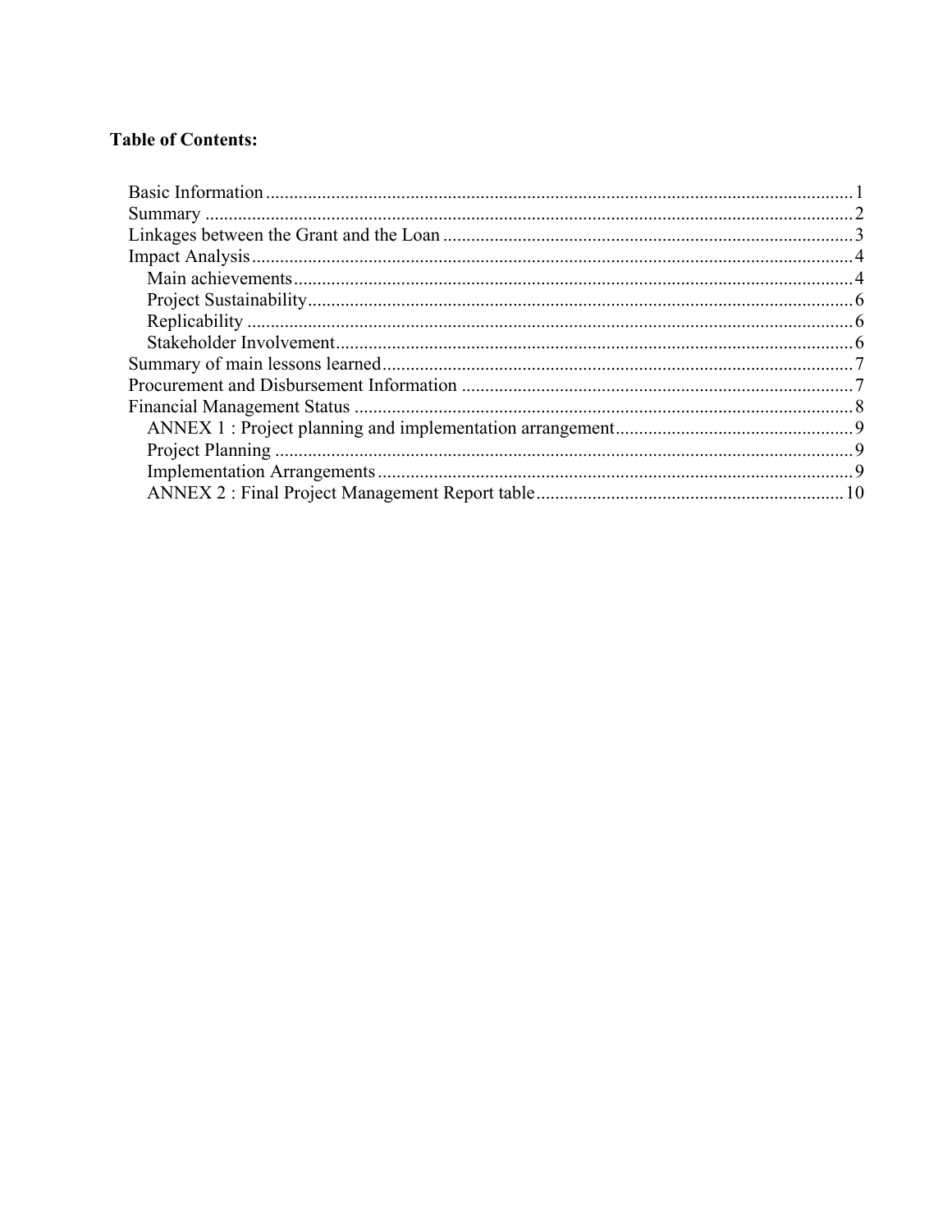**Table of Contents:**

- Basic Information ....................................................................................................................... 1
- Summary .................................................................................................................................... 2
- Linkages between the Grant and the Loan .................................................................................. 3
- Impact Analysis .......................................................................................................................... 4
  - Main achievements ................................................................................................................. 4
  - Project Sustainability .............................................................................................................. 6
  - Replicability ........................................................................................................................... 6
  - Stakeholder Involvement ......................................................................................................... 6
- Summary of main lessons learned .............................................................................................. 7
- Procurement and Disbursement Information .............................................................................. 7
- Financial Management Status ..................................................................................................... 8
  - ANNEX 1 : Project planning and implementation arrangement ............................................. 9
  - Project Planning ..................................................................................................................... 9
  - Implementation Arrangements ............................................................................................... 9
  - ANNEX 2 : Final Project Management Report table ............................................................ 10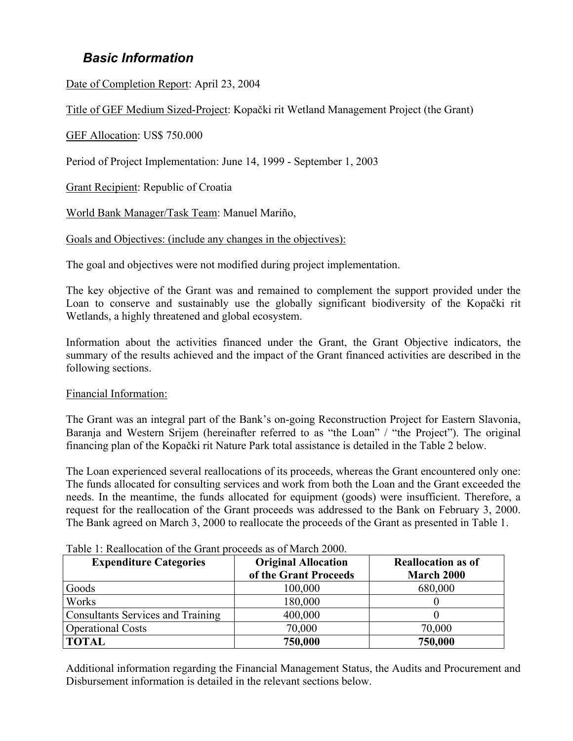## *Basic Information*

Date of Completion Report: April 23, 2004

Title of GEF Medium Sized-Project: Kopački rit Wetland Management Project (the Grant)

GEF Allocation: US$ 750.000

Period of Project Implementation: June 14, 1999 - September 1, 2003

Grant Recipient: Republic of Croatia

World Bank Manager/Task Team: Manuel Mariño,

Goals and Objectives: (include any changes in the objectives):

The goal and objectives were not modified during project implementation.

The key objective of the Grant was and remained to complement the support provided under the Loan to conserve and sustainably use the globally significant biodiversity of the Kopački rit Wetlands, a highly threatened and global ecosystem.

Information about the activities financed under the Grant, the Grant Objective indicators, the summary of the results achieved and the impact of the Grant financed activities are described in the following sections.

Financial Information:

The Grant was an integral part of the Bank's on-going Reconstruction Project for Eastern Slavonia, Baranja and Western Srijem (hereinafter referred to as "the Loan" / "the Project"). The original financing plan of the Kopački rit Nature Park total assistance is detailed in the Table 2 below.

The Loan experienced several reallocations of its proceeds, whereas the Grant encountered only one: The funds allocated for consulting services and work from both the Loan and the Grant exceeded the needs. In the meantime, the funds allocated for equipment (goods) were insufficient. Therefore, a request for the reallocation of the Grant proceeds was addressed to the Bank on February 3, 2000. The Bank agreed on March 3, 2000 to reallocate the proceeds of the Grant as presented in Table 1.

Table 1: Reallocation of the Grant proceeds as of March 2000.

| Expenditure Categories | Original Allocation of the Grant Proceeds | Reallocation as of March 2000 |
|---|---|---|
| Goods | 100,000 | 680,000 |
| Works | 180,000 | 0 |
| Consultants Services and Training | 400,000 | 0 |
| Operational Costs | 70,000 | 70,000 |
| **TOTAL** | **750,000** | **750,000** |

Additional information regarding the Financial Management Status, the Audits and Procurement and Disbursement information is detailed in the relevant sections below.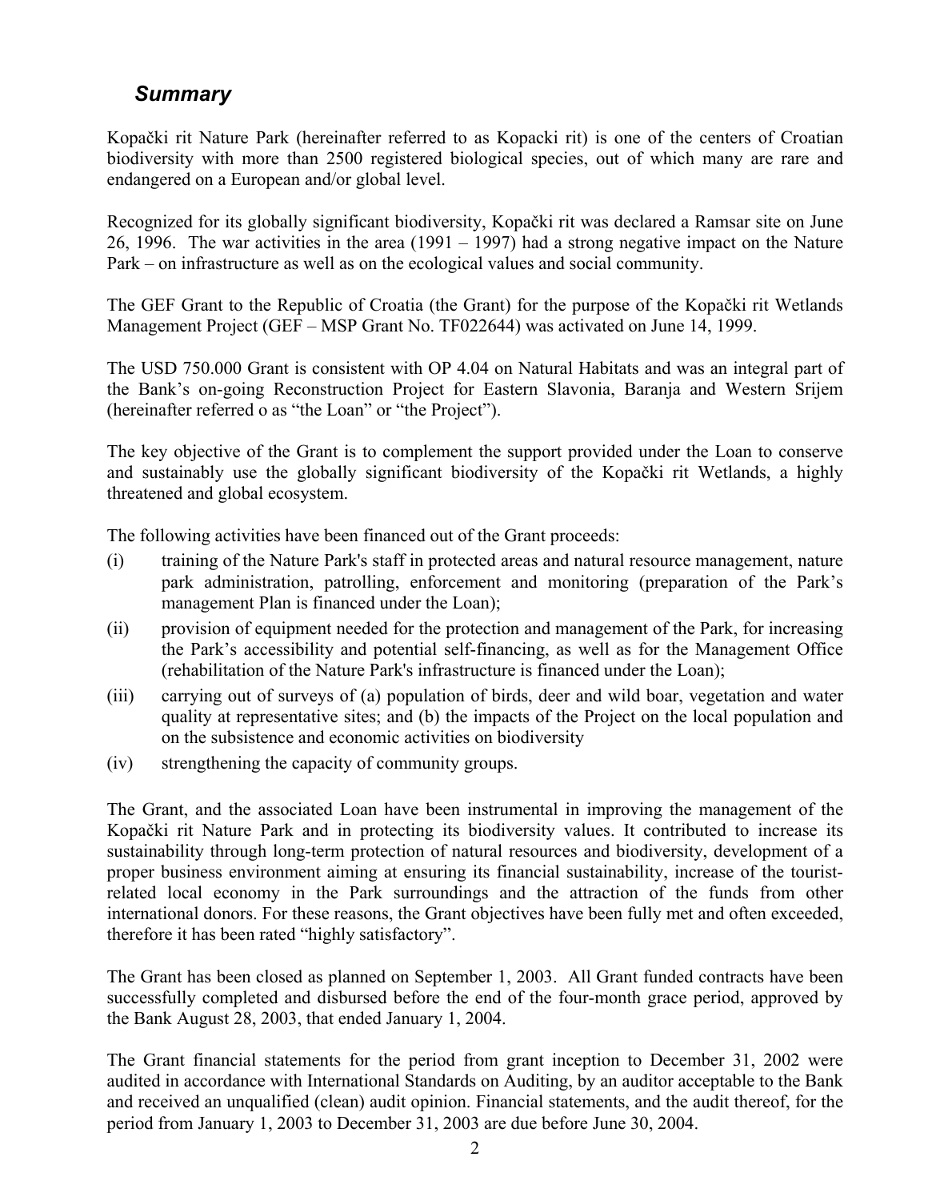## *Summary*

Kopački rit Nature Park (hereinafter referred to as Kopacki rit) is one of the centers of Croatian biodiversity with more than 2500 registered biological species, out of which many are rare and endangered on a European and/or global level.

Recognized for its globally significant biodiversity, Kopački rit was declared a Ramsar site on June 26, 1996. The war activities in the area (1991 – 1997) had a strong negative impact on the Nature Park – on infrastructure as well as on the ecological values and social community.

The GEF Grant to the Republic of Croatia (the Grant) for the purpose of the Kopački rit Wetlands Management Project (GEF – MSP Grant No. TF022644) was activated on June 14, 1999.

The USD 750.000 Grant is consistent with OP 4.04 on Natural Habitats and was an integral part of the Bank's on-going Reconstruction Project for Eastern Slavonia, Baranja and Western Srijem (hereinafter referred o as "the Loan" or "the Project").

The key objective of the Grant is to complement the support provided under the Loan to conserve and sustainably use the globally significant biodiversity of the Kopački rit Wetlands, a highly threatened and global ecosystem.

The following activities have been financed out of the Grant proceeds:

(i) training of the Nature Park's staff in protected areas and natural resource management, nature park administration, patrolling, enforcement and monitoring (preparation of the Park's management Plan is financed under the Loan);

(ii) provision of equipment needed for the protection and management of the Park, for increasing the Park's accessibility and potential self-financing, as well as for the Management Office (rehabilitation of the Nature Park's infrastructure is financed under the Loan);

(iii) carrying out of surveys of (a) population of birds, deer and wild boar, vegetation and water quality at representative sites; and (b) the impacts of the Project on the local population and on the subsistence and economic activities on biodiversity

(iv) strengthening the capacity of community groups.

The Grant, and the associated Loan have been instrumental in improving the management of the Kopački rit Nature Park and in protecting its biodiversity values. It contributed to increase its sustainability through long-term protection of natural resources and biodiversity, development of a proper business environment aiming at ensuring its financial sustainability, increase of the tourist-related local economy in the Park surroundings and the attraction of the funds from other international donors. For these reasons, the Grant objectives have been fully met and often exceeded, therefore it has been rated "highly satisfactory".

The Grant has been closed as planned on September 1, 2003. All Grant funded contracts have been successfully completed and disbursed before the end of the four-month grace period, approved by the Bank August 28, 2003, that ended January 1, 2004.

The Grant financial statements for the period from grant inception to December 31, 2002 were audited in accordance with International Standards on Auditing, by an auditor acceptable to the Bank and received an unqualified (clean) audit opinion. Financial statements, and the audit thereof, for the period from January 1, 2003 to December 31, 2003 are due before June 30, 2004.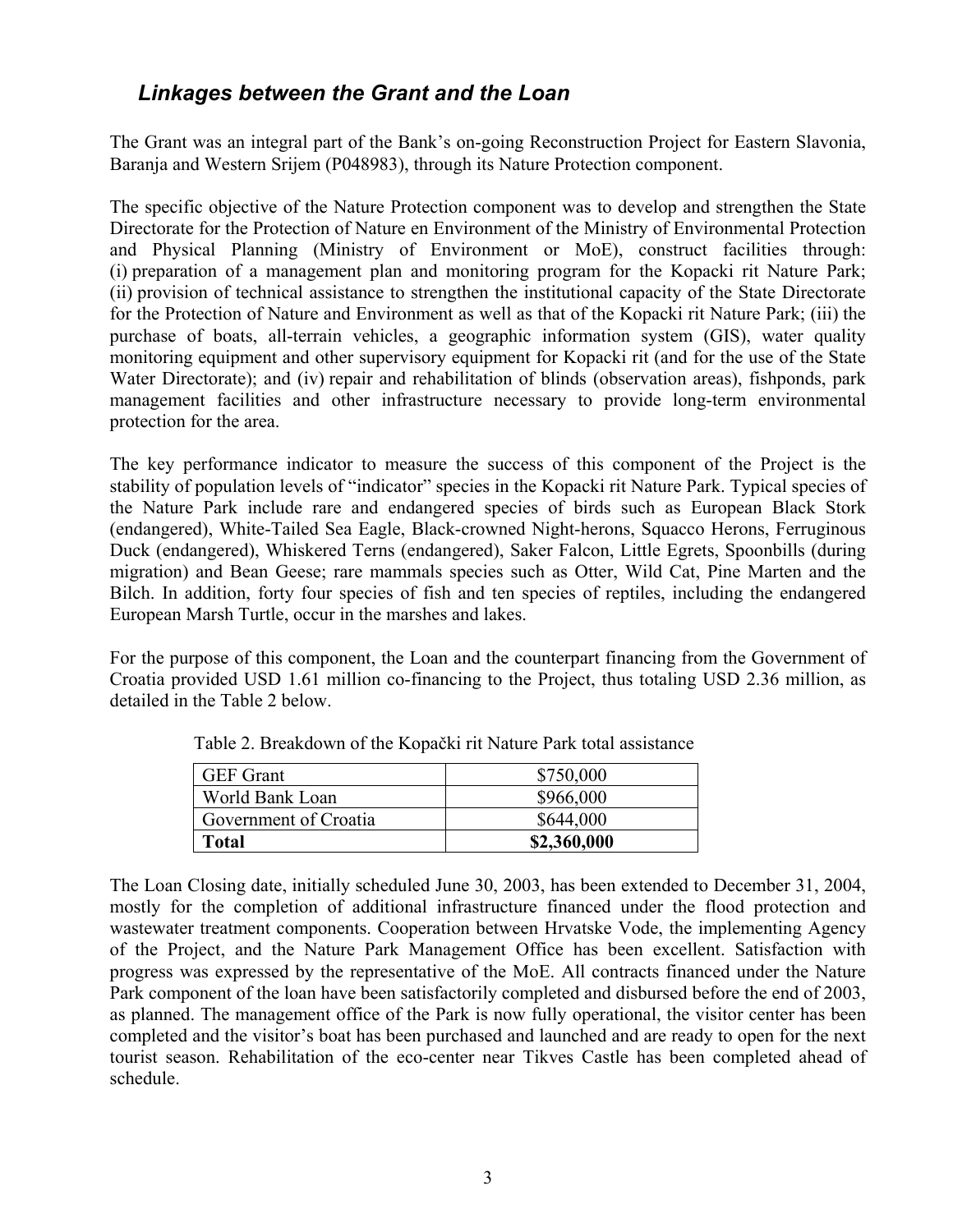## *Linkages between the Grant and the Loan*

The Grant was an integral part of the Bank's on-going Reconstruction Project for Eastern Slavonia, Baranja and Western Srijem (P048983), through its Nature Protection component.

The specific objective of the Nature Protection component was to develop and strengthen the State Directorate for the Protection of Nature en Environment of the Ministry of Environmental Protection and Physical Planning (Ministry of Environment or MoE), construct facilities through: (i) preparation of a management plan and monitoring program for the Kopacki rit Nature Park; (ii) provision of technical assistance to strengthen the institutional capacity of the State Directorate for the Protection of Nature and Environment as well as that of the Kopacki rit Nature Park; (iii) the purchase of boats, all-terrain vehicles, a geographic information system (GIS), water quality monitoring equipment and other supervisory equipment for Kopacki rit (and for the use of the State Water Directorate); and (iv) repair and rehabilitation of blinds (observation areas), fishponds, park management facilities and other infrastructure necessary to provide long-term environmental protection for the area.

The key performance indicator to measure the success of this component of the Project is the stability of population levels of "indicator" species in the Kopacki rit Nature Park. Typical species of the Nature Park include rare and endangered species of birds such as European Black Stork (endangered), White-Tailed Sea Eagle, Black-crowned Night-herons, Squacco Herons, Ferruginous Duck (endangered), Whiskered Terns (endangered), Saker Falcon, Little Egrets, Spoonbills (during migration) and Bean Geese; rare mammals species such as Otter, Wild Cat, Pine Marten and the Bilch. In addition, forty four species of fish and ten species of reptiles, including the endangered European Marsh Turtle, occur in the marshes and lakes.

For the purpose of this component, the Loan and the counterpart financing from the Government of Croatia provided USD 1.61 million co-financing to the Project, thus totaling USD 2.36 million, as detailed in the Table 2 below.

Table 2. Breakdown of the Kopački rit Nature Park total assistance

| | |
|---|---|
| GEF Grant | $750,000 |
| World Bank Loan | $966,000 |
| Government of Croatia | $644,000 |
| **Total** | **$2,360,000** |

The Loan Closing date, initially scheduled June 30, 2003, has been extended to December 31, 2004, mostly for the completion of additional infrastructure financed under the flood protection and wastewater treatment components. Cooperation between Hrvatske Vode, the implementing Agency of the Project, and the Nature Park Management Office has been excellent. Satisfaction with progress was expressed by the representative of the MoE. All contracts financed under the Nature Park component of the loan have been satisfactorily completed and disbursed before the end of 2003, as planned. The management office of the Park is now fully operational, the visitor center has been completed and the visitor's boat has been purchased and launched and are ready to open for the next tourist season. Rehabilitation of the eco-center near Tikves Castle has been completed ahead of schedule.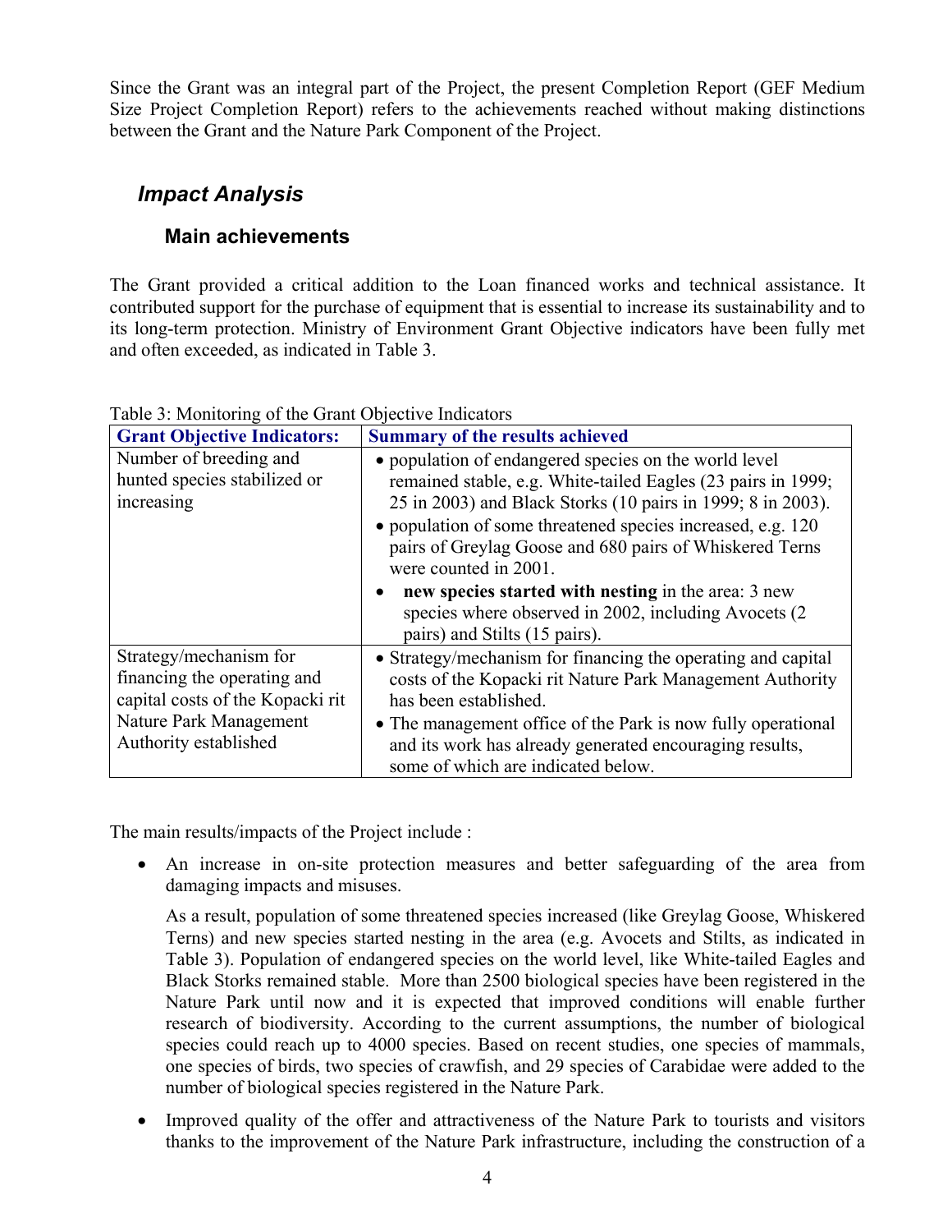Since the Grant was an integral part of the Project, the present Completion Report (GEF Medium Size Project Completion Report) refers to the achievements reached without making distinctions between the Grant and the Nature Park Component of the Project.

## *Impact Analysis*

### Main achievements

The Grant provided a critical addition to the Loan financed works and technical assistance. It contributed support for the purchase of equipment that is essential to increase its sustainability and to its long-term protection. Ministry of Environment Grant Objective indicators have been fully met and often exceeded, as indicated in Table 3.

Table 3: Monitoring of the Grant Objective Indicators

| Grant Objective Indicators: | Summary of the results achieved |
|---|---|
| Number of breeding and hunted species stabilized or increasing | • population of endangered species on the world level remained stable, e.g. White-tailed Eagles (23 pairs in 1999; 25 in 2003) and Black Storks (10 pairs in 1999; 8 in 2003).<br>• population of some threatened species increased, e.g. 120 pairs of Greylag Goose and 680 pairs of Whiskered Terns were counted in 2001.<br>• **new species started with nesting** in the area: 3 new species where observed in 2002, including Avocets (2 pairs) and Stilts (15 pairs). |
| Strategy/mechanism for financing the operating and capital costs of the Kopacki rit Nature Park Management Authority established | • Strategy/mechanism for financing the operating and capital costs of the Kopacki rit Nature Park Management Authority has been established.<br>• The management office of the Park is now fully operational and its work has already generated encouraging results, some of which are indicated below. |

The main results/impacts of the Project include :

- An increase in on-site protection measures and better safeguarding of the area from damaging impacts and misuses.

  As a result, population of some threatened species increased (like Greylag Goose, Whiskered Terns) and new species started nesting in the area (e.g. Avocets and Stilts, as indicated in Table 3). Population of endangered species on the world level, like White-tailed Eagles and Black Storks remained stable. More than 2500 biological species have been registered in the Nature Park until now and it is expected that improved conditions will enable further research of biodiversity. According to the current assumptions, the number of biological species could reach up to 4000 species. Based on recent studies, one species of mammals, one species of birds, two species of crawfish, and 29 species of Carabidae were added to the number of biological species registered in the Nature Park.

- Improved quality of the offer and attractiveness of the Nature Park to tourists and visitors thanks to the improvement of the Nature Park infrastructure, including the construction of a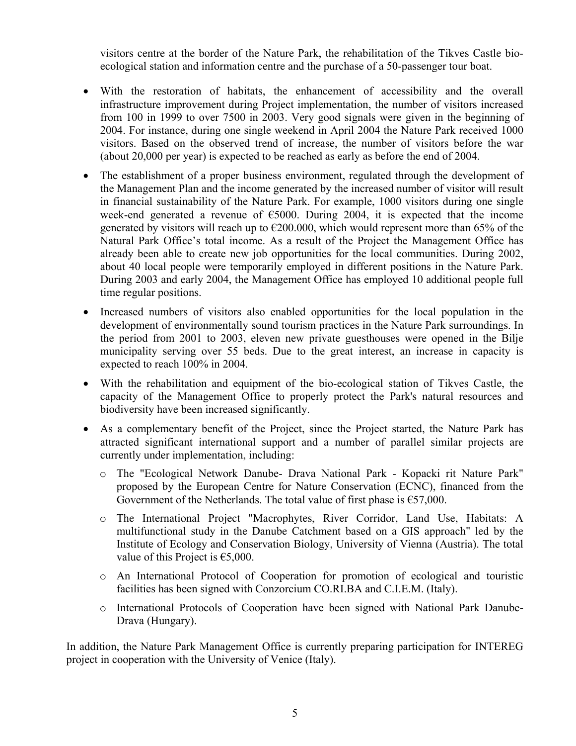visitors centre at the border of the Nature Park, the rehabilitation of the Tikves Castle bio-ecological station and information centre and the purchase of a 50-passenger tour boat.

- With the restoration of habitats, the enhancement of accessibility and the overall infrastructure improvement during Project implementation, the number of visitors increased from 100 in 1999 to over 7500 in 2003. Very good signals were given in the beginning of 2004. For instance, during one single weekend in April 2004 the Nature Park received 1000 visitors. Based on the observed trend of increase, the number of visitors before the war (about 20,000 per year) is expected to be reached as early as before the end of 2004.
- The establishment of a proper business environment, regulated through the development of the Management Plan and the income generated by the increased number of visitor will result in financial sustainability of the Nature Park. For example, 1000 visitors during one single week-end generated a revenue of €5000. During 2004, it is expected that the income generated by visitors will reach up to €200.000, which would represent more than 65% of the Natural Park Office's total income. As a result of the Project the Management Office has already been able to create new job opportunities for the local communities. During 2002, about 40 local people were temporarily employed in different positions in the Nature Park. During 2003 and early 2004, the Management Office has employed 10 additional people full time regular positions.
- Increased numbers of visitors also enabled opportunities for the local population in the development of environmentally sound tourism practices in the Nature Park surroundings. In the period from 2001 to 2003, eleven new private guesthouses were opened in the Bilje municipality serving over 55 beds. Due to the great interest, an increase in capacity is expected to reach 100% in 2004.
- With the rehabilitation and equipment of the bio-ecological station of Tikves Castle, the capacity of the Management Office to properly protect the Park's natural resources and biodiversity have been increased significantly.
- As a complementary benefit of the Project, since the Project started, the Nature Park has attracted significant international support and a number of parallel similar projects are currently under implementation, including:
  - The "Ecological Network Danube- Drava National Park - Kopacki rit Nature Park" proposed by the European Centre for Nature Conservation (ECNC), financed from the Government of the Netherlands. The total value of first phase is €57,000.
  - The International Project "Macrophytes, River Corridor, Land Use, Habitats: A multifunctional study in the Danube Catchment based on a GIS approach" led by the Institute of Ecology and Conservation Biology, University of Vienna (Austria). The total value of this Project is €5,000.
  - An International Protocol of Cooperation for promotion of ecological and touristic facilities has been signed with Conzorcium CO.RI.BA and C.I.E.M. (Italy).
  - International Protocols of Cooperation have been signed with National Park Danube-Drava (Hungary).

In addition, the Nature Park Management Office is currently preparing participation for INTEREG project in cooperation with the University of Venice (Italy).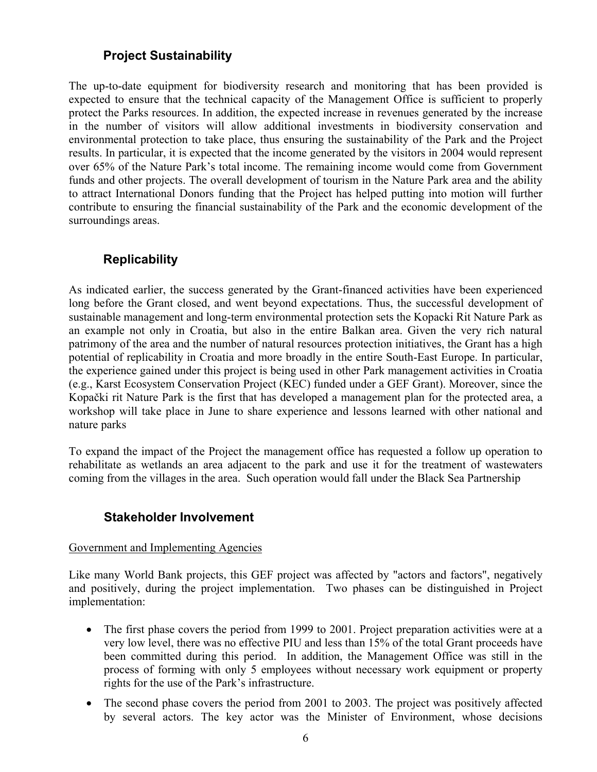## Project Sustainability

The up-to-date equipment for biodiversity research and monitoring that has been provided is expected to ensure that the technical capacity of the Management Office is sufficient to properly protect the Parks resources. In addition, the expected increase in revenues generated by the increase in the number of visitors will allow additional investments in biodiversity conservation and environmental protection to take place, thus ensuring the sustainability of the Park and the Project results. In particular, it is expected that the income generated by the visitors in 2004 would represent over 65% of the Nature Park's total income. The remaining income would come from Government funds and other projects. The overall development of tourism in the Nature Park area and the ability to attract International Donors funding that the Project has helped putting into motion will further contribute to ensuring the financial sustainability of the Park and the economic development of the surroundings areas.

## Replicability

As indicated earlier, the success generated by the Grant-financed activities have been experienced long before the Grant closed, and went beyond expectations. Thus, the successful development of sustainable management and long-term environmental protection sets the Kopacki Rit Nature Park as an example not only in Croatia, but also in the entire Balkan area. Given the very rich natural patrimony of the area and the number of natural resources protection initiatives, the Grant has a high potential of replicability in Croatia and more broadly in the entire South-East Europe. In particular, the experience gained under this project is being used in other Park management activities in Croatia (e.g., Karst Ecosystem Conservation Project (KEC) funded under a GEF Grant). Moreover, since the Kopački rit Nature Park is the first that has developed a management plan for the protected area, a workshop will take place in June to share experience and lessons learned with other national and nature parks

To expand the impact of the Project the management office has requested a follow up operation to rehabilitate as wetlands an area adjacent to the park and use it for the treatment of wastewaters coming from the villages in the area. Such operation would fall under the Black Sea Partnership

## Stakeholder Involvement

Government and Implementing Agencies

Like many World Bank projects, this GEF project was affected by "actors and factors", negatively and positively, during the project implementation. Two phases can be distinguished in Project implementation:

- The first phase covers the period from 1999 to 2001. Project preparation activities were at a very low level, there was no effective PIU and less than 15% of the total Grant proceeds have been committed during this period. In addition, the Management Office was still in the process of forming with only 5 employees without necessary work equipment or property rights for the use of the Park's infrastructure.
- The second phase covers the period from 2001 to 2003. The project was positively affected by several actors. The key actor was the Minister of Environment, whose decisions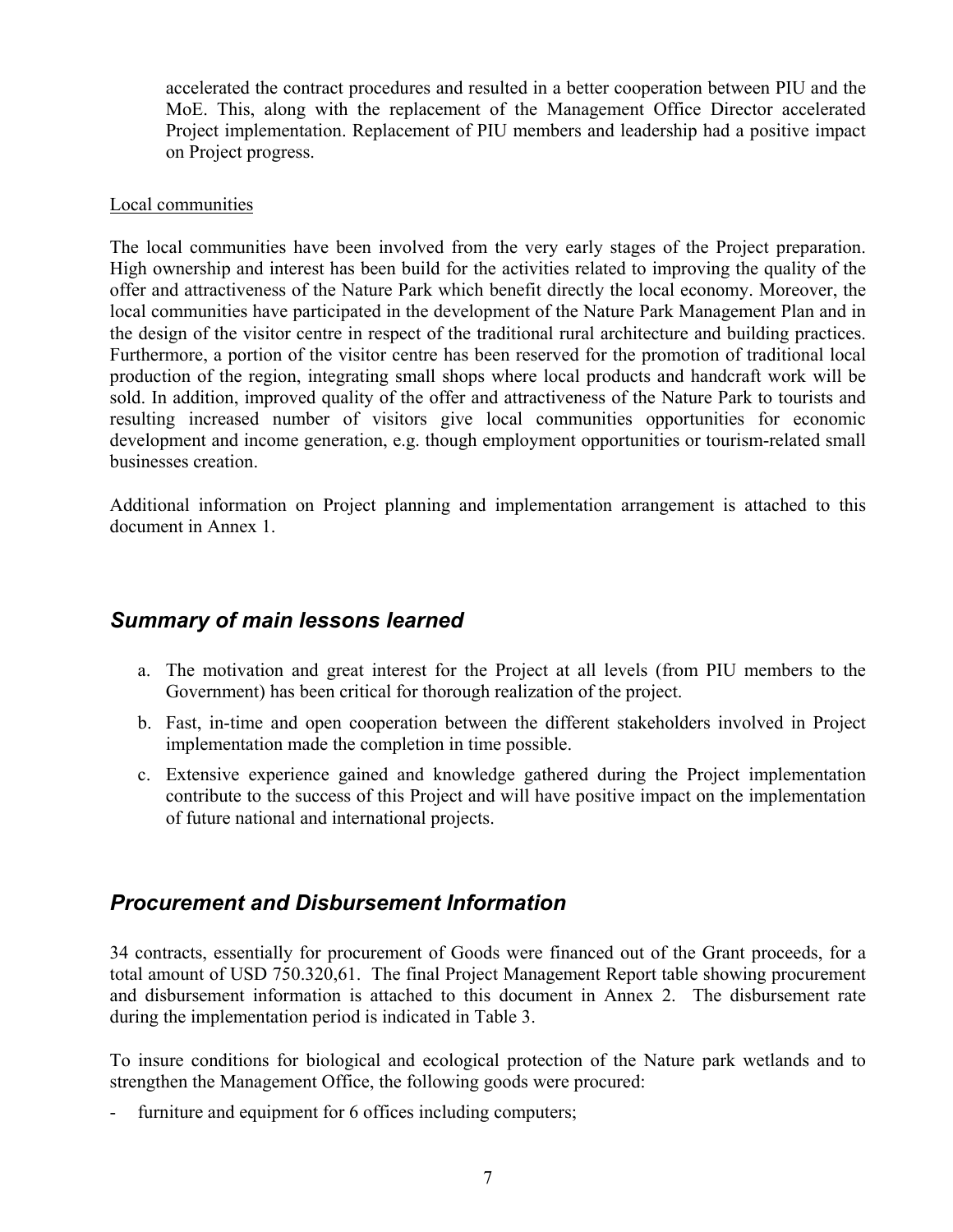accelerated the contract procedures and resulted in a better cooperation between PIU and the MoE. This, along with the replacement of the Management Office Director accelerated Project implementation. Replacement of PIU members and leadership had a positive impact on Project progress.

Local communities

The local communities have been involved from the very early stages of the Project preparation. High ownership and interest has been build for the activities related to improving the quality of the offer and attractiveness of the Nature Park which benefit directly the local economy. Moreover, the local communities have participated in the development of the Nature Park Management Plan and in the design of the visitor centre in respect of the traditional rural architecture and building practices. Furthermore, a portion of the visitor centre has been reserved for the promotion of traditional local production of the region, integrating small shops where local products and handcraft work will be sold. In addition, improved quality of the offer and attractiveness of the Nature Park to tourists and resulting increased number of visitors give local communities opportunities for economic development and income generation, e.g. though employment opportunities or tourism-related small businesses creation.

Additional information on Project planning and implementation arrangement is attached to this document in Annex 1.

## *Summary of main lessons learned*

a. The motivation and great interest for the Project at all levels (from PIU members to the Government) has been critical for thorough realization of the project.
b. Fast, in-time and open cooperation between the different stakeholders involved in Project implementation made the completion in time possible.
c. Extensive experience gained and knowledge gathered during the Project implementation contribute to the success of this Project and will have positive impact on the implementation of future national and international projects.

## *Procurement and Disbursement Information*

34 contracts, essentially for procurement of Goods were financed out of the Grant proceeds, for a total amount of USD 750.320,61. The final Project Management Report table showing procurement and disbursement information is attached to this document in Annex 2. The disbursement rate during the implementation period is indicated in Table 3.

To insure conditions for biological and ecological protection of the Nature park wetlands and to strengthen the Management Office, the following goods were procured:

- furniture and equipment for 6 offices including computers;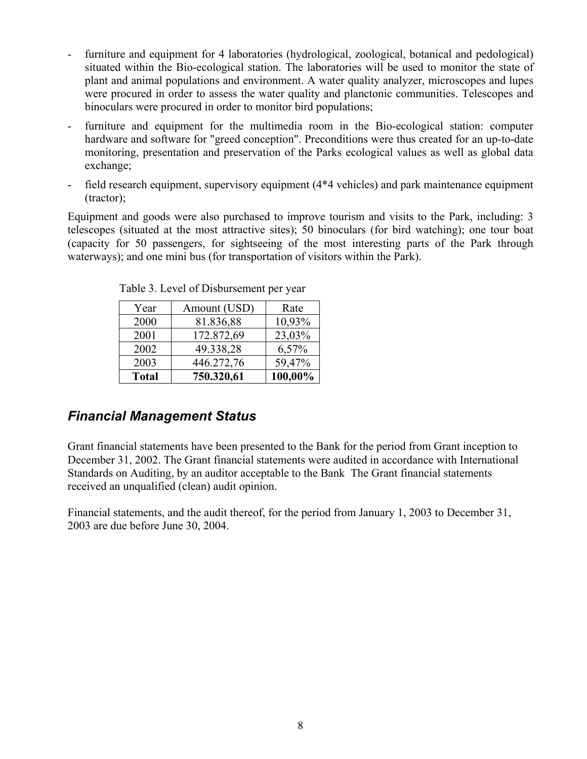- furniture and equipment for 4 laboratories (hydrological, zoological, botanical and pedological) situated within the Bio-ecological station. The laboratories will be used to monitor the state of plant and animal populations and environment. A water quality analyzer, microscopes and lupes were procured in order to assess the water quality and planctonic communities. Telescopes and binoculars were procured in order to monitor bird populations;
- furniture and equipment for the multimedia room in the Bio-ecological station: computer hardware and software for "greed conception". Preconditions were thus created for an up-to-date monitoring, presentation and preservation of the Parks ecological values as well as global data exchange;
- field research equipment, supervisory equipment (4*4 vehicles) and park maintenance equipment (tractor);

Equipment and goods were also purchased to improve tourism and visits to the Park, including: 3 telescopes (situated at the most attractive sites); 50 binoculars (for bird watching); one tour boat (capacity for 50 passengers, for sightseeing of the most interesting parts of the Park through waterways); and one mini bus (for transportation of visitors within the Park).

Table 3. Level of Disbursement per year

| Year | Amount (USD) | Rate |
|---|---|---|
| 2000 | 81.836,88 | 10,93% |
| 2001 | 172.872,69 | 23,03% |
| 2002 | 49.338,28 | 6,57% |
| 2003 | 446.272,76 | 59,47% |
| **Total** | **750.320,61** | **100,00%** |

## *Financial Management Status*

Grant financial statements have been presented to the Bank for the period from Grant inception to December 31, 2002. The Grant financial statements were audited in accordance with International Standards on Auditing, by an auditor acceptable to the Bank The Grant financial statements received an unqualified (clean) audit opinion.

Financial statements, and the audit thereof, for the period from January 1, 2003 to December 31, 2003 are due before June 30, 2004.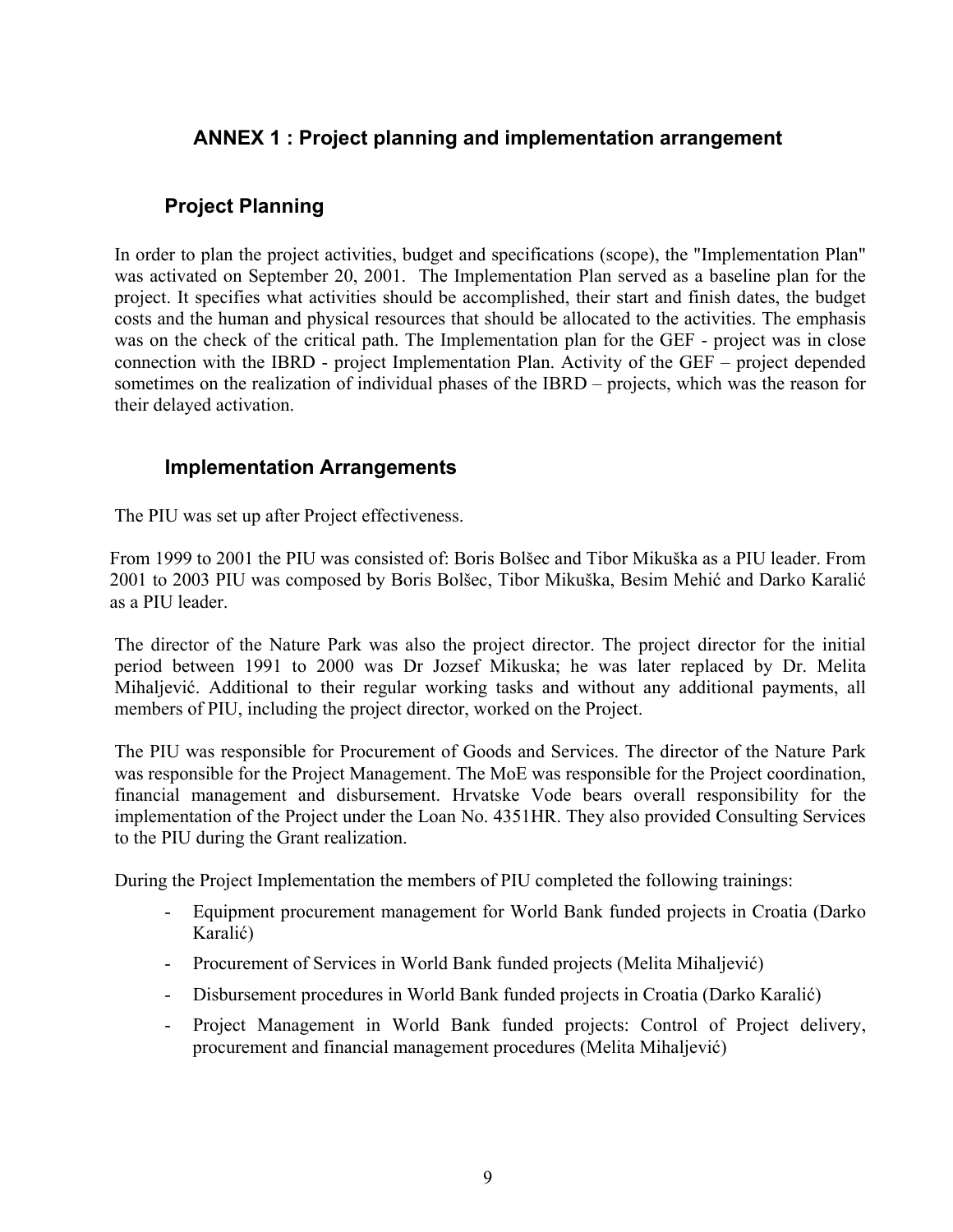## ANNEX 1 : Project planning and implementation arrangement

### Project Planning

In order to plan the project activities, budget and specifications (scope), the "Implementation Plan" was activated on September 20, 2001. The Implementation Plan served as a baseline plan for the project. It specifies what activities should be accomplished, their start and finish dates, the budget costs and the human and physical resources that should be allocated to the activities. The emphasis was on the check of the critical path. The Implementation plan for the GEF - project was in close connection with the IBRD - project Implementation Plan. Activity of the GEF – project depended sometimes on the realization of individual phases of the IBRD – projects, which was the reason for their delayed activation.

### Implementation Arrangements

The PIU was set up after Project effectiveness.

From 1999 to 2001 the PIU was consisted of: Boris Bolšec and Tibor Mikuška as a PIU leader. From 2001 to 2003 PIU was composed by Boris Bolšec, Tibor Mikuška, Besim Mehić and Darko Karalić as a PIU leader.

The director of the Nature Park was also the project director. The project director for the initial period between 1991 to 2000 was Dr Jozsef Mikuska; he was later replaced by Dr. Melita Mihaljević. Additional to their regular working tasks and without any additional payments, all members of PIU, including the project director, worked on the Project.

The PIU was responsible for Procurement of Goods and Services. The director of the Nature Park was responsible for the Project Management. The MoE was responsible for the Project coordination, financial management and disbursement. Hrvatske Vode bears overall responsibility for the implementation of the Project under the Loan No. 4351HR. They also provided Consulting Services to the PIU during the Grant realization.

During the Project Implementation the members of PIU completed the following trainings:

- Equipment procurement management for World Bank funded projects in Croatia (Darko Karalić)
- Procurement of Services in World Bank funded projects (Melita Mihaljević)
- Disbursement procedures in World Bank funded projects in Croatia (Darko Karalić)
- Project Management in World Bank funded projects: Control of Project delivery, procurement and financial management procedures (Melita Mihaljević)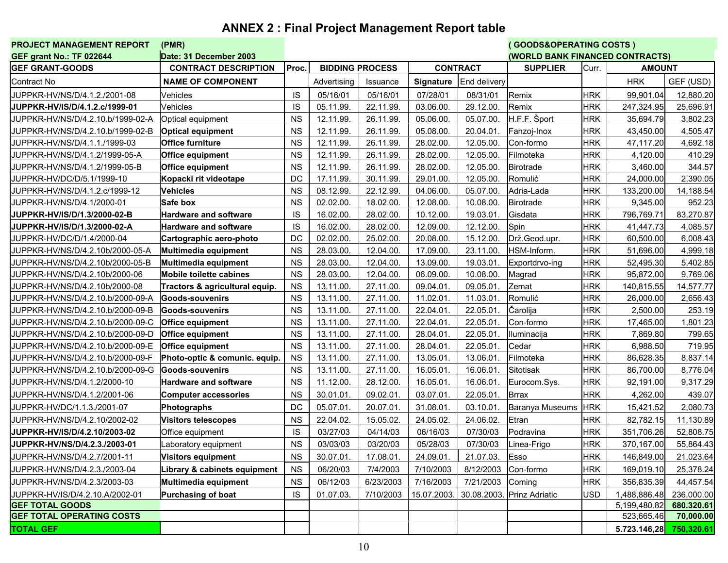# ANNEX 2 : Final Project Management Report table

| PROJECT MANAGEMENT REPORT | (PMR) | | | | | | | ( GOODS&OPERATING COSTS ) | | | |
|---|---|---|---|---|---|---|---|---|---|---|---|
| GEF grant No.: TF 022644 | Date: 31 December 2003 | | | | | | | (WORLD BANK FINANCED CONTRACTS) | | | |
| **GEF GRANT-GOODS** | **CONTRACT DESCRIPTION** | **Proc.** | **BIDDING PROCESS** | | **CONTRACT** | | **SUPPLIER** | **Curr.** | **AMOUNT** | |
| Contract No | **NAME OF COMPONENT** | | Advertising | Issuance | **Signature** | End delivery | | | HRK | GEF (USD) |
| JUPPKR-HV/NS/D/4.1.2./2001-08 | Vehicles | IS | 05/16/01 | 05/16/01 | 07/28/01 | 08/31/01 | Remix | HRK | 99,901.04 | 12,880.20 |
| **JUPPKR-HV/IS/D/4.1.2.c/1999-01** | Vehicles | IS | 05.11.99. | 22.11.99. | 03.06.00. | 29.12.00. | Remix | HRK | 247,324.95 | 25,696.91 |
| JUPPKR-HV/NS/D/4.2.10.b/1999-02-A | Optical equipment | NS | 12.11.99. | 26.11.99. | 05.06.00. | 05.07.00. | H.F.F. Šport | HRK | 35,694.79 | 3,802.23 |
| JUPPKR-HV/NS/D/4.2.10.b/1999-02-B | **Optical equipment** | NS | 12.11.99. | 26.11.99. | 05.08.00. | 20.04.01. | Fanzoj-Inox | HRK | 43,450.00 | 4,505.47 |
| JUPPKR-HV/NS/D/4.1.1./1999-03 | **Office furniture** | NS | 12.11.99. | 26.11.99. | 28.02.00. | 12.05.00. | Con-formo | HRK | 47,117.20 | 4,692.18 |
| JUPPKR-HV/NS/D/4.1.2/1999-05-A | **Office equipment** | NS | 12.11.99. | 26.11.99. | 28.02.00. | 12.05.00. | Filmoteka | HRK | 4,120.00 | 410.29 |
| JUPPKR-HV/NS/D/4.1.2/1999-05-B | **Office equipment** | NS | 12.11.99. | 26.11.99. | 28.02.00. | 12.05.00. | Birotrade | HRK | 3,460.00 | 344.57 |
| JUPPKR-HV/DC/D/5.1/1999-10 | **Kopacki rit videotape** | DC | 17.11.99. | 30.11.99. | 29.01.00. | 12.05.00. | Romulić | HRK | 24,000.00 | 2,390.05 |
| JUPPKR-HV/NS/D/4.1.2.c/1999-12 | **Vehicles** | NS | 08.12.99. | 22.12.99. | 04.06.00. | 05.07.00. | Adria-Lada | HRK | 133,200.00 | 14,188.54 |
| JUPPKR-HV/NS/D/4.1/2000-01 | **Safe box** | NS | 02.02.00. | 18.02.00. | 12.08.00. | 10.08.00. | Birotrade | HRK | 9,345.00 | 952.23 |
| **JUPPKR-HV/IS/D/1.3/2000-02-B** | **Hardware and software** | IS | 16.02.00. | 28.02.00. | 10.12.00. | 19.03.01. | Gisdata | HRK | 796,769.71 | 83,270.87 |
| **JUPPKR-HV/IS/D/1.3/2000-02-A** | **Hardware and software** | IS | 16.02.00. | 28.02.00. | 12.09.00. | 12.12.00. | Spin | HRK | 41,447.73 | 4,085.57 |
| JUPPKR-HV/DC/D/1.4/2000-04 | **Cartographic aero-photo** | DC | 02.02.00. | 25.02.00. | 20.08.00. | 15.12.00. | Drž.Geod.upr. | HRK | 60,500.00 | 6,008.43 |
| JUPPKR-HV/NS/D/4.2.10b/2000-05-A | **Multimedia equipment** | NS | 28.03.00. | 12.04.00. | 17.09.00. | 23.11.00. | HSM-Inform. | HRK | 51,696.00 | 4,999.18 |
| JUPPKR-HV/NS/D/4.2.10b/2000-05-B | **Multimedia equipment** | NS | 28.03.00. | 12.04.00. | 13.09.00. | 19.03.01. | Exportdrvo-ing | HRK | 52,495.30 | 5,402.85 |
| JUPPKR-HV/NS/D/4.2.10b/2000-06 | **Mobile toilette cabines** | NS | 28.03.00. | 12.04.00. | 06.09.00. | 10.08.00. | Magrad | HRK | 95,872.00 | 9,769.06 |
| JUPPKR-HV/NS/D/4.2.10b/2000-08 | **Tractors & agricultural equip.** | NS | 13.11.00. | 27.11.00. | 09.04.01. | 09.05.01. | Zemat | HRK | 140,815.55 | 14,577.77 |
| JUPPKR-HV/NS/D/4.2.10.b/2000-09-A | **Goods-souvenirs** | NS | 13.11.00. | 27.11.00. | 11.02.01. | 11.03.01. | Romulić | HRK | 26,000.00 | 2,656.43 |
| JUPPKR-HV/NS/D/4.2.10.b/2000-09-B | **Goods-souvenirs** | NS | 13.11.00. | 27.11.00. | 22.04.01. | 22.05.01. | Čarolija | HRK | 2,500.00 | 253.19 |
| JUPPKR-HV/NS/D/4.2.10.b/2000-09-C | **Office equipment** | NS | 13.11.00. | 27.11.00. | 22.04.01. | 22.05.01. | Con-formo | HRK | 17,465.00 | 1,801.23 |
| JUPPKR-HV/NS/D/4.2.10.b/2000-09-D | **Office equipment** | NS | 13.11.00. | 27.11.00. | 28.04.01. | 22.05.01. | Iluminacija | HRK | 7,869.80 | 799.65 |
| JUPPKR-HV/NS/D/4.2.10.b/2000-09-E | **Office equipment** | NS | 13.11.00. | 27.11.00. | 28.04.01. | 22.05.01. | Cedar | HRK | 6,988.50 | 719.95 |
| JUPPKR-HV/NS/D/4.2.10.b/2000-09-F | **Photo-optic & comunic. equip.** | NS | 13.11.00. | 27.11.00. | 13.05.01. | 13.06.01. | Filmoteka | HRK | 86,628.35 | 8,837.14 |
| JUPPKR-HV/NS/D/4.2.10.b/2000-09-G | **Goods-souvenirs** | NS | 13.11.00. | 27.11.00. | 16.05.01. | 16.06.01. | Sitotisak | HRK | 86,700.00 | 8,776.04 |
| JUPPKR-HV/NS/D/4.1.2/2000-10 | **Hardware and software** | NS | 11.12.00. | 28.12.00. | 16.05.01. | 16.06.01. | Eurocom.Sys. | HRK | 92,191.00 | 9,317.29 |
| JUPPKR-HV/NS/D/4.1.2/2001-06 | **Computer accessories** | NS | 30.01.01. | 09.02.01. | 03.07.01. | 22.05.01. | Brrax | HRK | 4,262.00 | 439.07 |
| JUPPKR-HV/DC/1.1.3./2001-07 | **Photographs** | DC | 05.07.01. | 20.07.01. | 31.08.01. | 03.10.01. | Baranya Museums | HRK | 15,421.52 | 2,080.73 |
| JUPPKR-HV/NS/D/4.2.10/2002-02 | **Visitors telescopes** | NS | 22.04.02. | 15.05.02. | 24.05.02. | 24.06.02. | Etran | HRK | 82,782.15 | 11,130.89 |
| **JUPPKR-HV/IS/D/4.2.10/2003-02** | Office equipment | IS | 03/27/03 | 04/14/03 | 06/16/03 | 07/30/03 | Podravina | HRK | 351,706.26 | 52,808.75 |
| **JUPPKR-HV/NS/D/4.2.3./2003-01** | Laboratory equipment | NS | 03/03/03 | 03/20/03 | 05/28/03 | 07/30/03 | Linea-Frigo | HRK | 370,167.00 | 55,864.43 |
| JUPPKR-HV/NS/D/4.2.7/2001-11 | **Visitors equipment** | NS | 30.07.01. | 17.08.01. | 24.09.01. | 21.07.03. | Esso | HRK | 146,849.00 | 21,023.64 |
| JUPPKR-HV/NS/D/4.2.3./2003-04 | **Library & cabinets equipment** | NS | 06/20/03 | 7/4/2003 | 7/10/2003 | 8/12/2003 | Con-formo | HRK | 169,019.10 | 25,378.24 |
| JUPPKR-HV/NS/D/4.2.3/2003-03 | **Multimedia equipment** | NS | 06/12/03 | 6/23/2003 | 7/16/2003 | 7/21/2003 | Coming | HRK | 356,835.39 | 44,457.54 |
| JUPPKR-HV/IS/D/4.2.10.A/2002-01 | **Purchasing of boat** | IS | 01.07.03. | 7/10/2003 | 15.07.2003. | 30.08.2003. | Prinz Adriatic | USD | 1,488,886.48 | 236,000.00 |
| **GEF TOTAL GOODS** | | | | | | | | | 5,199,480.82 | **680.320.61** |
| **GEF TOTAL OPERATING COSTS** | | | | | | | | | 523,665.46 | **70,000.00** |
| **TOTAL GEF** | | | | | | | | | **5.723.146,28** | **750,320.61** |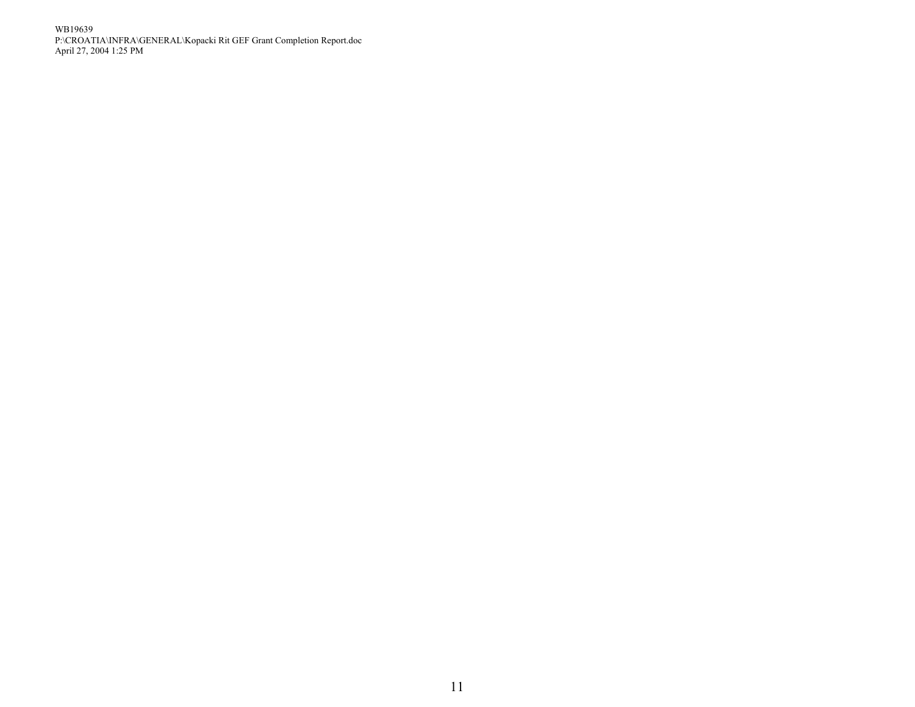WB19639
P:\CROATIA\INFRA\GENERAL\Kopacki Rit GEF Grant Completion Report.doc
April 27, 2004 1:25 PM